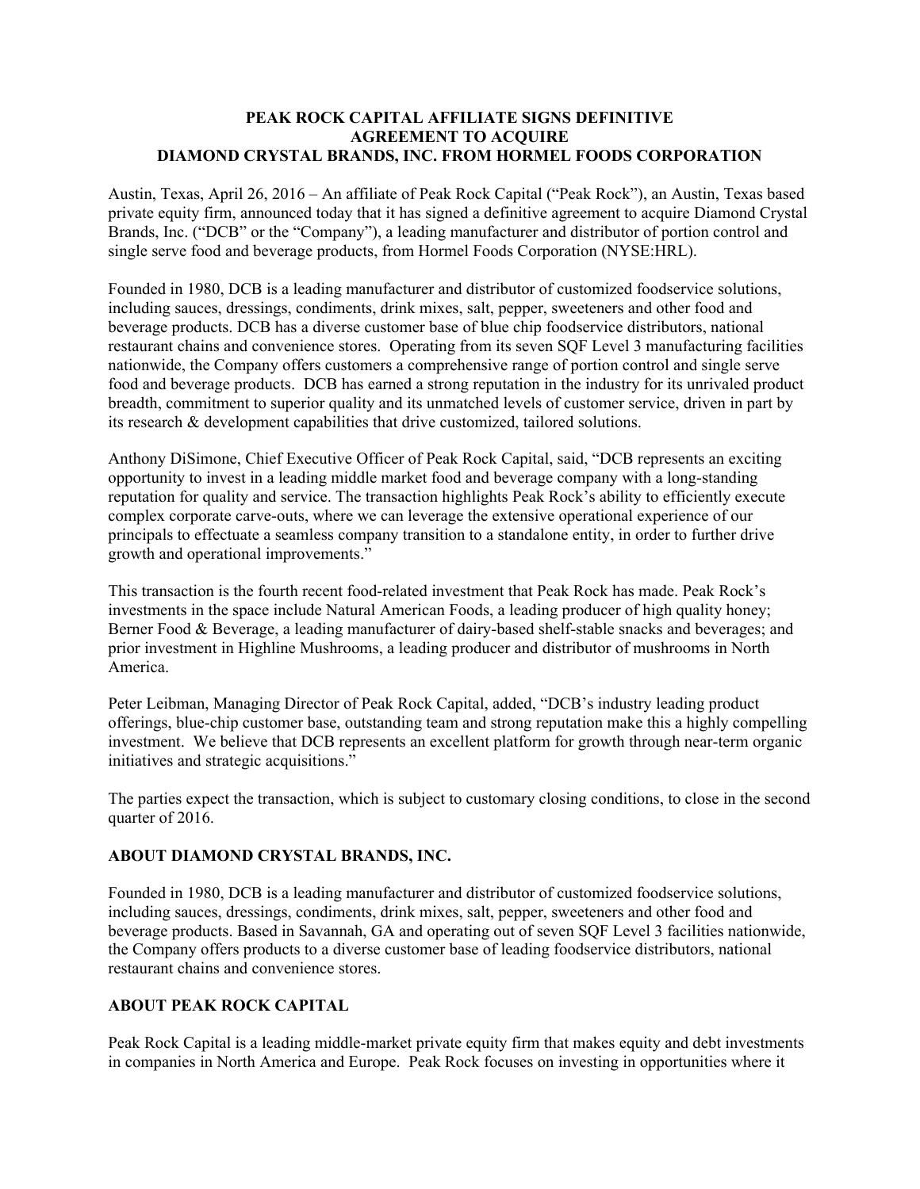# PEAK ROCK CAPITAL AFFILIATE SIGNS DEFINITIVE AGREEMENT TO ACQUIRE DIAMOND CRYSTAL BRANDS, INC. FROM HORMEL FOODS CORPORATION

Austin, Texas, April 26, 2016 – An affiliate of Peak Rock Capital ("Peak Rock"), an Austin, Texas based private equity firm, announced today that it has signed a definitive agreement to acquire Diamond Crystal Brands, Inc. ("DCB" or the "Company"), a leading manufacturer and distributor of portion control and single serve food and beverage products, from Hormel Foods Corporation (NYSE:HRL).

Founded in 1980, DCB is a leading manufacturer and distributor of customized foodservice solutions, including sauces, dressings, condiments, drink mixes, salt, pepper, sweeteners and other food and beverage products. DCB has a diverse customer base of blue chip foodservice distributors, national restaurant chains and convenience stores. Operating from its seven SQF Level 3 manufacturing facilities nationwide, the Company offers customers a comprehensive range of portion control and single serve food and beverage products. DCB has earned a strong reputation in the industry for its unrivaled product breadth, commitment to superior quality and its unmatched levels of customer service, driven in part by its research & development capabilities that drive customized, tailored solutions.

Anthony DiSimone, Chief Executive Officer of Peak Rock Capital, said, "DCB represents an exciting opportunity to invest in a leading middle market food and beverage company with a long-standing reputation for quality and service. The transaction highlights Peak Rock's ability to efficiently execute complex corporate carve-outs, where we can leverage the extensive operational experience of our principals to effectuate a seamless company transition to a standalone entity, in order to further drive growth and operational improvements."

This transaction is the fourth recent food-related investment that Peak Rock has made. Peak Rock's investments in the space include Natural American Foods, a leading producer of high quality honey; Berner Food & Beverage, a leading manufacturer of dairy-based shelf-stable snacks and beverages; and prior investment in Highline Mushrooms, a leading producer and distributor of mushrooms in North America.

Peter Leibman, Managing Director of Peak Rock Capital, added, "DCB's industry leading product offerings, blue-chip customer base, outstanding team and strong reputation make this a highly compelling investment. We believe that DCB represents an excellent platform for growth through near-term organic initiatives and strategic acquisitions."

The parties expect the transaction, which is subject to customary closing conditions, to close in the second quarter of 2016.

## ABOUT DIAMOND CRYSTAL BRANDS, INC.

Founded in 1980, DCB is a leading manufacturer and distributor of customized foodservice solutions, including sauces, dressings, condiments, drink mixes, salt, pepper, sweeteners and other food and beverage products. Based in Savannah, GA and operating out of seven SQF Level 3 facilities nationwide, the Company offers products to a diverse customer base of leading foodservice distributors, national restaurant chains and convenience stores.

## ABOUT PEAK ROCK CAPITAL

Peak Rock Capital is a leading middle-market private equity firm that makes equity and debt investments in companies in North America and Europe. Peak Rock focuses on investing in opportunities where it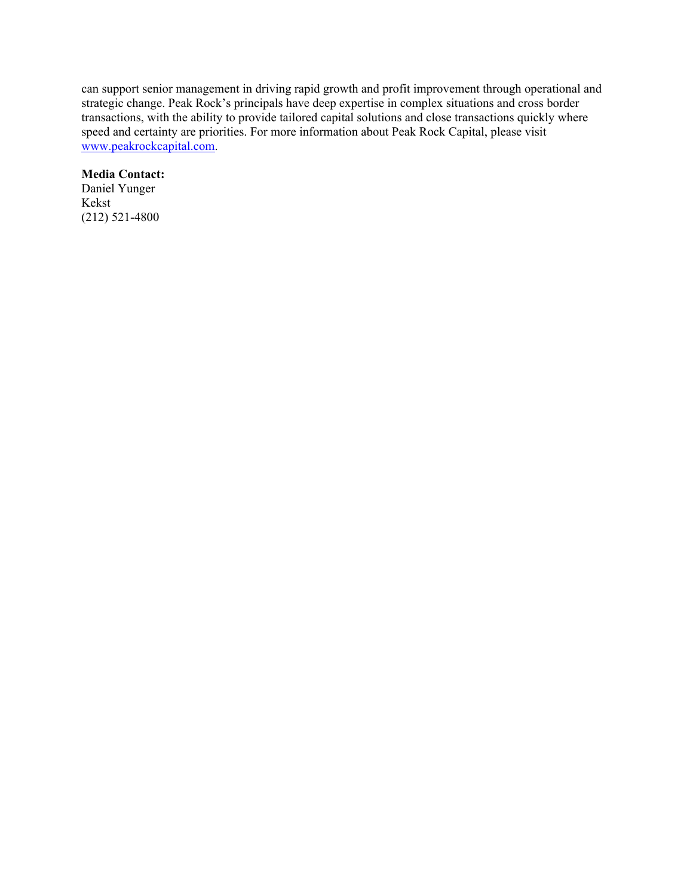can support senior management in driving rapid growth and profit improvement through operational and strategic change. Peak Rock's principals have deep expertise in complex situations and cross border transactions, with the ability to provide tailored capital solutions and close transactions quickly where speed and certainty are priorities. For more information about Peak Rock Capital, please visit [www.peakrockcapital.com](http://www.peakrockcapital.com).

**Media Contact:**
Daniel Yunger
Kekst
(212) 521-4800